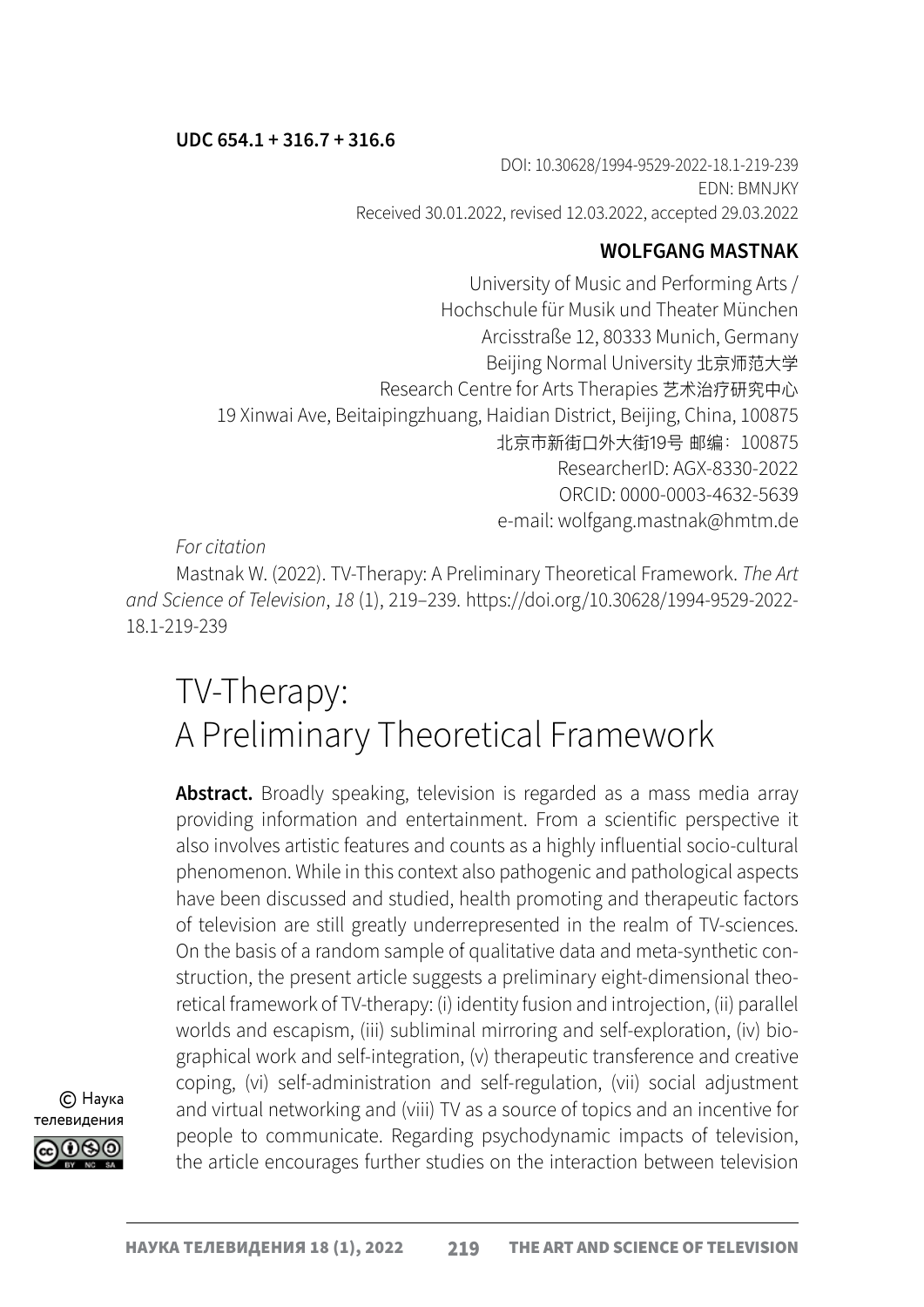**UDC 654.1 + 316.7 + 316.6**

DOI: 10.30628/1994-9529-2022-18.1-219-239
EDN: BMNJKY
Received 30.01.2022, revised 12.03.2022, accepted 29.03.2022

**WOLFGANG MASTNAK**

University of Music and Performing Arts /
Hochschule für Musik und Theater München
Arcisstraße 12, 80333 Munich, Germany
Beijing Normal University 北京师范大学
Research Centre for Arts Therapies 艺术治疗研究中心
19 Xinwai Ave, Beitaipingzhuang, Haidian District, Beijing, China, 100875
北京市新街口外大街19号 邮编：100875
ResearcherID: AGX-8330-2022
ORCID: 0000-0003-4632-5639
e-mail: wolfgang.mastnak@hmtm.de

*For citation*

Mastnak W. (2022). TV-Therapy: A Preliminary Theoretical Framework. *The Art and Science of Television*, *18* (1), 219–239. https://doi.org/10.30628/1994-9529-2022-18.1-219-239

# TV-Therapy: A Preliminary Theoretical Framework

**Abstract.** Broadly speaking, television is regarded as a mass media array providing information and entertainment. From a scientific perspective it also involves artistic features and counts as a highly influential socio-cultural phenomenon. While in this context also pathogenic and pathological aspects have been discussed and studied, health promoting and therapeutic factors of television are still greatly underrepresented in the realm of TV-sciences. On the basis of a random sample of qualitative data and meta-synthetic construction, the present article suggests a preliminary eight-dimensional theoretical framework of TV-therapy: (i) identity fusion and introjection, (ii) parallel worlds and escapism, (iii) subliminal mirroring and self-exploration, (iv) biographical work and self-integration, (v) therapeutic transference and creative coping, (vi) self-administration and self-regulation, (vii) social adjustment and virtual networking and (viii) TV as a source of topics and an incentive for people to communicate. Regarding psychodynamic impacts of television, the article encourages further studies on the interaction between television

© Наука телевидения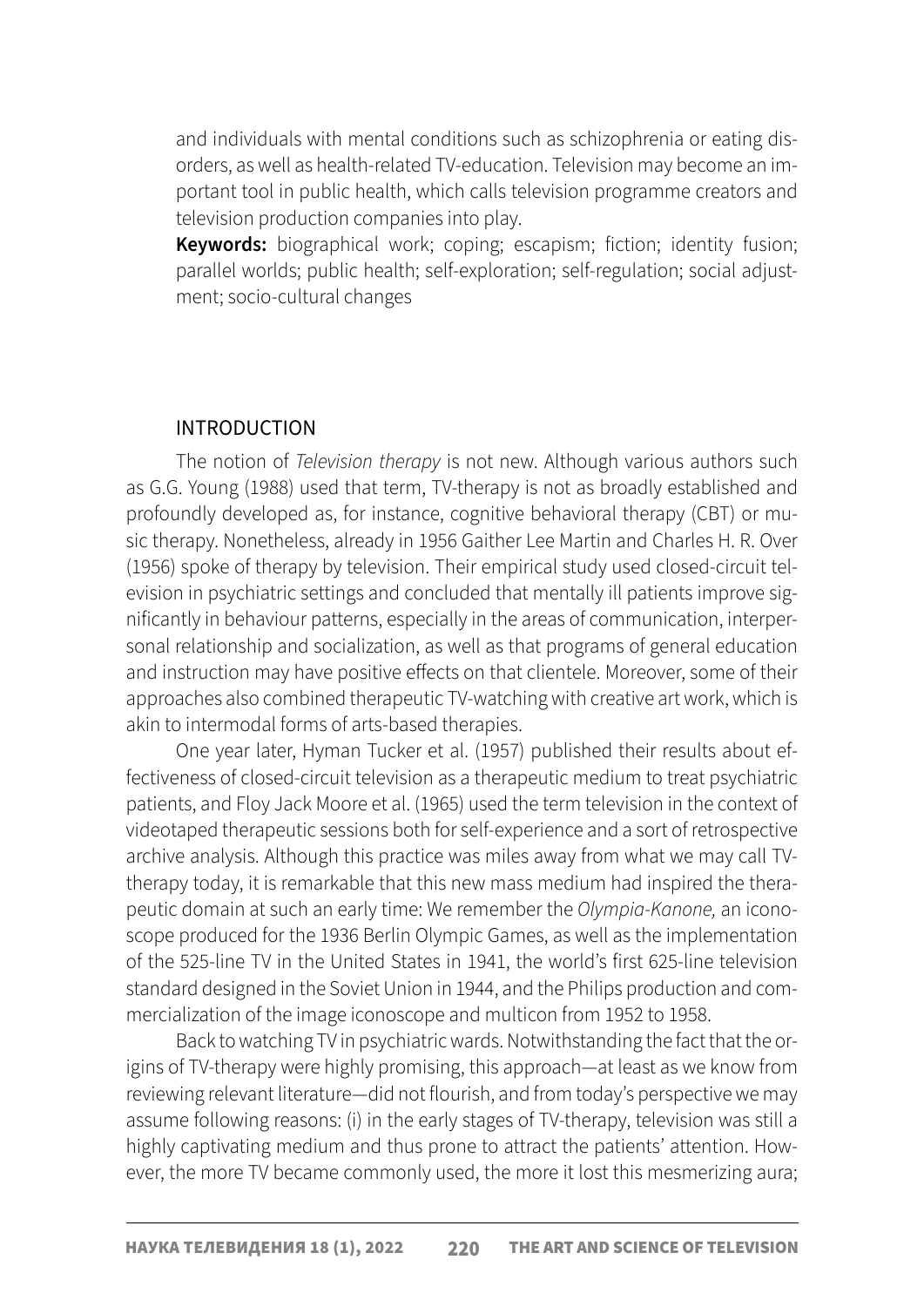and individuals with mental conditions such as schizophrenia or eating disorders, as well as health-related TV-education. Television may become an important tool in public health, which calls television programme creators and television production companies into play.

**Keywords:** biographical work; coping; escapism; fiction; identity fusion; parallel worlds; public health; self-exploration; self-regulation; social adjustment; socio-cultural changes

## INTRODUCTION

The notion of *Television therapy* is not new. Although various authors such as G.G. Young (1988) used that term, TV-therapy is not as broadly established and profoundly developed as, for instance, cognitive behavioral therapy (CBT) or music therapy. Nonetheless, already in 1956 Gaither Lee Martin and Charles H. R. Over (1956) spoke of therapy by television. Their empirical study used closed-circuit television in psychiatric settings and concluded that mentally ill patients improve significantly in behaviour patterns, especially in the areas of communication, interpersonal relationship and socialization, as well as that programs of general education and instruction may have positive effects on that clientele. Moreover, some of their approaches also combined therapeutic TV-watching with creative art work, which is akin to intermodal forms of arts-based therapies.

One year later, Hyman Tucker et al. (1957) published their results about effectiveness of closed-circuit television as a therapeutic medium to treat psychiatric patients, and Floy Jack Moore et al. (1965) used the term television in the context of videotaped therapeutic sessions both for self-experience and a sort of retrospective archive analysis. Although this practice was miles away from what we may call TV-therapy today, it is remarkable that this new mass medium had inspired the therapeutic domain at such an early time: We remember the *Olympia-Kanone,* an iconoscope produced for the 1936 Berlin Olympic Games, as well as the implementation of the 525-line TV in the United States in 1941, the world's first 625-line television standard designed in the Soviet Union in 1944, and the Philips production and commercialization of the image iconoscope and multicon from 1952 to 1958.

Back to watching TV in psychiatric wards. Notwithstanding the fact that the origins of TV-therapy were highly promising, this approach—at least as we know from reviewing relevant literature—did not flourish, and from today's perspective we may assume following reasons: (i) in the early stages of TV-therapy, television was still a highly captivating medium and thus prone to attract the patients' attention. However, the more TV became commonly used, the more it lost this mesmerizing aura;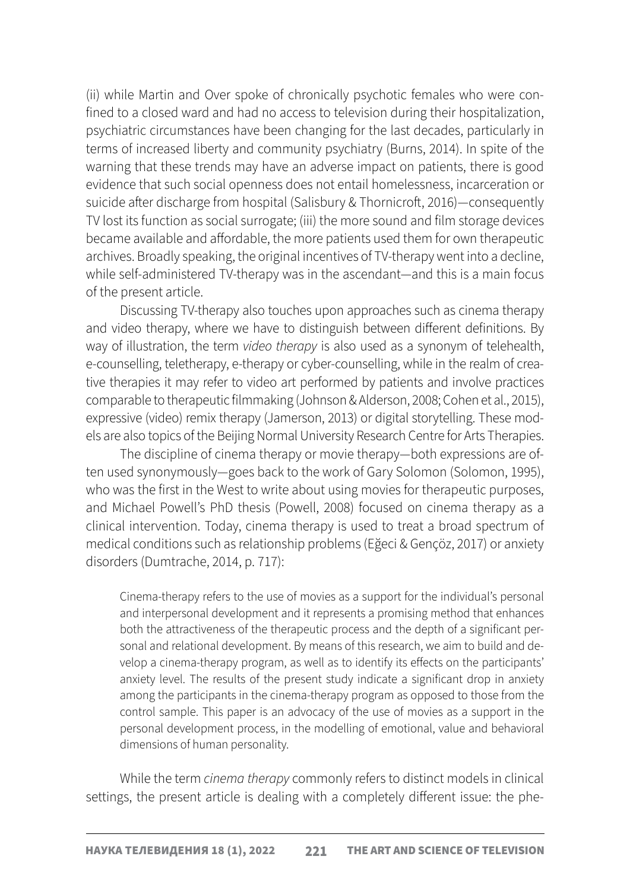(ii) while Martin and Over spoke of chronically psychotic females who were confined to a closed ward and had no access to television during their hospitalization, psychiatric circumstances have been changing for the last decades, particularly in terms of increased liberty and community psychiatry (Burns, 2014). In spite of the warning that these trends may have an adverse impact on patients, there is good evidence that such social openness does not entail homelessness, incarceration or suicide after discharge from hospital (Salisbury & Thornicroft, 2016)—consequently TV lost its function as social surrogate; (iii) the more sound and film storage devices became available and affordable, the more patients used them for own therapeutic archives. Broadly speaking, the original incentives of TV-therapy went into a decline, while self-administered TV-therapy was in the ascendant—and this is a main focus of the present article.

Discussing TV-therapy also touches upon approaches such as cinema therapy and video therapy, where we have to distinguish between different definitions. By way of illustration, the term *video therapy* is also used as a synonym of telehealth, e-counselling, teletherapy, e-therapy or cyber-counselling, while in the realm of creative therapies it may refer to video art performed by patients and involve practices comparable to therapeutic filmmaking (Johnson & Alderson, 2008; Cohen et al., 2015), expressive (video) remix therapy (Jamerson, 2013) or digital storytelling. These models are also topics of the Beijing Normal University Research Centre for Arts Therapies.

The discipline of cinema therapy or movie therapy—both expressions are often used synonymously—goes back to the work of Gary Solomon (Solomon, 1995), who was the first in the West to write about using movies for therapeutic purposes, and Michael Powell's PhD thesis (Powell, 2008) focused on cinema therapy as a clinical intervention. Today, cinema therapy is used to treat a broad spectrum of medical conditions such as relationship problems (Eğeci & Gençöz, 2017) or anxiety disorders (Dumtrache, 2014, p. 717):

> Cinema-therapy refers to the use of movies as a support for the individual's personal and interpersonal development and it represents a promising method that enhances both the attractiveness of the therapeutic process and the depth of a significant personal and relational development. By means of this research, we aim to build and develop a cinema-therapy program, as well as to identify its effects on the participants' anxiety level. The results of the present study indicate a significant drop in anxiety among the participants in the cinema-therapy program as opposed to those from the control sample. This paper is an advocacy of the use of movies as a support in the personal development process, in the modelling of emotional, value and behavioral dimensions of human personality.

While the term *cinema therapy* commonly refers to distinct models in clinical settings, the present article is dealing with a completely different issue: the phe-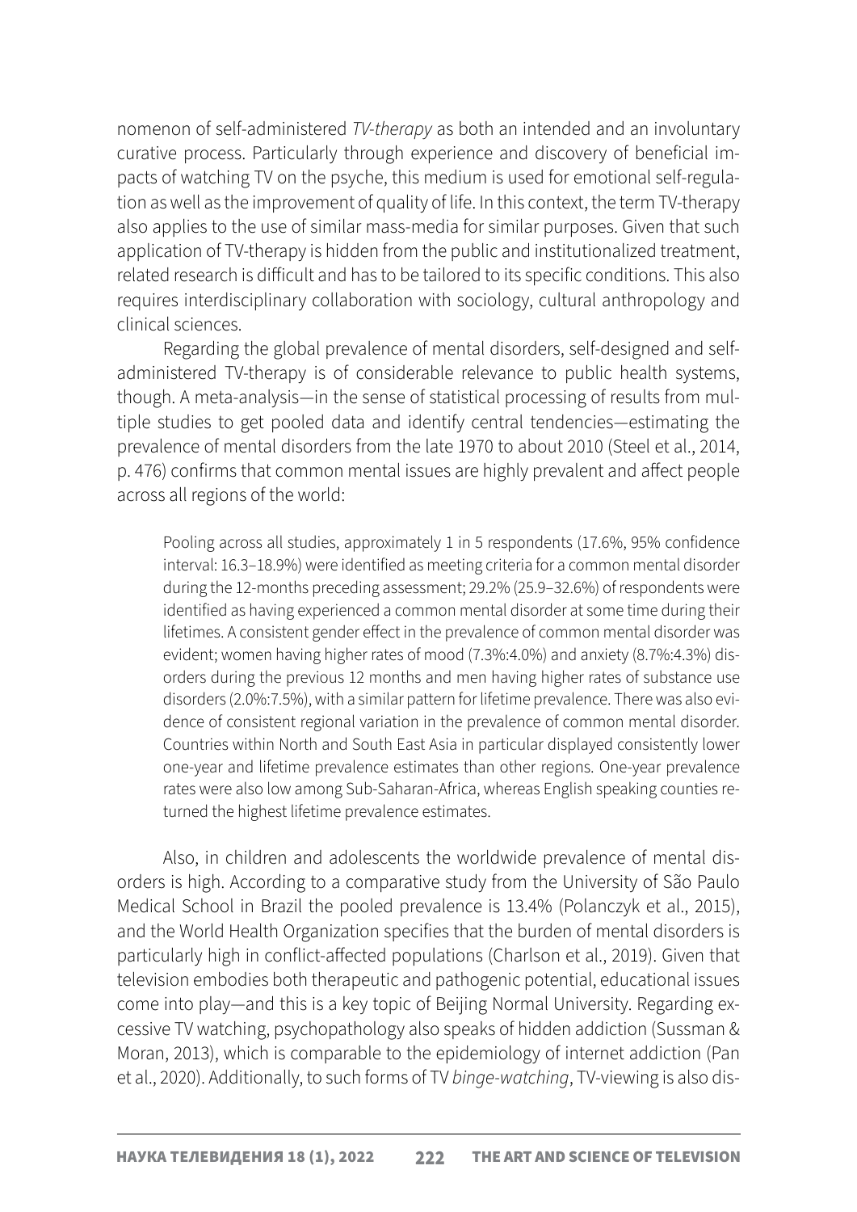nomenon of self-administered *TV-therapy* as both an intended and an involuntary curative process. Particularly through experience and discovery of beneficial impacts of watching TV on the psyche, this medium is used for emotional self-regulation as well as the improvement of quality of life. In this context, the term TV-therapy also applies to the use of similar mass-media for similar purposes. Given that such application of TV-therapy is hidden from the public and institutionalized treatment, related research is difficult and has to be tailored to its specific conditions. This also requires interdisciplinary collaboration with sociology, cultural anthropology and clinical sciences.

Regarding the global prevalence of mental disorders, self-designed and self-administered TV-therapy is of considerable relevance to public health systems, though. A meta-analysis—in the sense of statistical processing of results from multiple studies to get pooled data and identify central tendencies—estimating the prevalence of mental disorders from the late 1970 to about 2010 (Steel et al., 2014, p. 476) confirms that common mental issues are highly prevalent and affect people across all regions of the world:

> Pooling across all studies, approximately 1 in 5 respondents (17.6%, 95% confidence interval: 16.3–18.9%) were identified as meeting criteria for a common mental disorder during the 12-months preceding assessment; 29.2% (25.9–32.6%) of respondents were identified as having experienced a common mental disorder at some time during their lifetimes. A consistent gender effect in the prevalence of common mental disorder was evident; women having higher rates of mood (7.3%:4.0%) and anxiety (8.7%:4.3%) disorders during the previous 12 months and men having higher rates of substance use disorders (2.0%:7.5%), with a similar pattern for lifetime prevalence. There was also evidence of consistent regional variation in the prevalence of common mental disorder. Countries within North and South East Asia in particular displayed consistently lower one-year and lifetime prevalence estimates than other regions. One-year prevalence rates were also low among Sub-Saharan-Africa, whereas English speaking counties returned the highest lifetime prevalence estimates.

Also, in children and adolescents the worldwide prevalence of mental disorders is high. According to a comparative study from the University of São Paulo Medical School in Brazil the pooled prevalence is 13.4% (Polanczyk et al., 2015), and the World Health Organization specifies that the burden of mental disorders is particularly high in conflict-affected populations (Charlson et al., 2019). Given that television embodies both therapeutic and pathogenic potential, educational issues come into play—and this is a key topic of Beijing Normal University. Regarding excessive TV watching, psychopathology also speaks of hidden addiction (Sussman & Moran, 2013), which is comparable to the epidemiology of internet addiction (Pan et al., 2020). Additionally, to such forms of TV *binge-watching*, TV-viewing is also dis-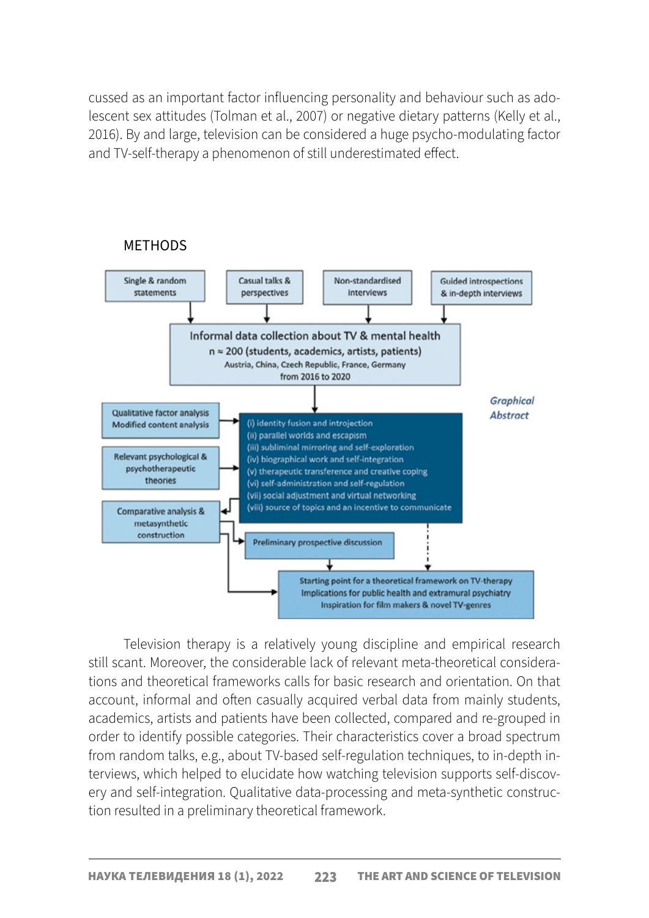cussed as an important factor influencing personality and behaviour such as adolescent sex attitudes (Tolman et al., 2007) or negative dietary patterns (Kelly et al., 2016). By and large, television can be considered a huge psycho-modulating factor and TV-self-therapy a phenomenon of still underestimated effect.

## METHODS

Single & random statements

Casual talks & perspectives

Non-standardised interviews

Guided introspections & in-depth interviews

Informal data collection about TV & mental health
n ≈ 200 (students, academics, artists, patients)
Austria, China, Czech Republic, France, Germany
from 2016 to 2020

*Graphical Abstract*

Qualitative factor analysis
Modified content analysis

Relevant psychological & psychotherapeutic theories

Comparative analysis & metasynthetic construction

(i) identity fusion and introjection
(ii) parallel worlds and escapism
(iii) subliminal mirroring and self-exploration
(iv) biographical work and self-integration
(v) therapeutic transference and creative coping
(vi) self-administration and self-regulation
(vii) social adjustment and virtual networking
(viii) source of topics and an incentive to communicate

Preliminary prospective discussion

Starting point for a theoretical framework on TV-therapy
Implications for public health and extramural psychiatry
Inspiration for film makers & novel TV-genres

Television therapy is a relatively young discipline and empirical research still scant. Moreover, the considerable lack of relevant meta-theoretical considerations and theoretical frameworks calls for basic research and orientation. On that account, informal and often casually acquired verbal data from mainly students, academics, artists and patients have been collected, compared and re-grouped in order to identify possible categories. Their characteristics cover a broad spectrum from random talks, e.g., about TV-based self-regulation techniques, to in-depth interviews, which helped to elucidate how watching television supports self-discovery and self-integration. Qualitative data-processing and meta-synthetic construction resulted in a preliminary theoretical framework.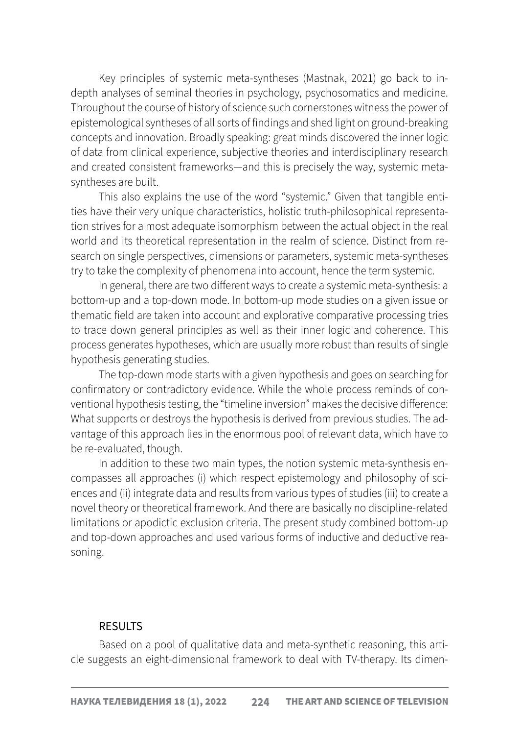Key principles of systemic meta-syntheses (Mastnak, 2021) go back to in-depth analyses of seminal theories in psychology, psychosomatics and medicine. Throughout the course of history of science such cornerstones witness the power of epistemological syntheses of all sorts of findings and shed light on ground-breaking concepts and innovation. Broadly speaking: great minds discovered the inner logic of data from clinical experience, subjective theories and interdisciplinary research and created consistent frameworks—and this is precisely the way, systemic meta-syntheses are built.

This also explains the use of the word "systemic." Given that tangible entities have their very unique characteristics, holistic truth-philosophical representation strives for a most adequate isomorphism between the actual object in the real world and its theoretical representation in the realm of science. Distinct from research on single perspectives, dimensions or parameters, systemic meta-syntheses try to take the complexity of phenomena into account, hence the term systemic.

In general, there are two different ways to create a systemic meta-synthesis: a bottom-up and a top-down mode. In bottom-up mode studies on a given issue or thematic field are taken into account and explorative comparative processing tries to trace down general principles as well as their inner logic and coherence. This process generates hypotheses, which are usually more robust than results of single hypothesis generating studies.

The top-down mode starts with a given hypothesis and goes on searching for confirmatory or contradictory evidence. While the whole process reminds of conventional hypothesis testing, the "timeline inversion" makes the decisive difference: What supports or destroys the hypothesis is derived from previous studies. The advantage of this approach lies in the enormous pool of relevant data, which have to be re-evaluated, though.

In addition to these two main types, the notion systemic meta-synthesis encompasses all approaches (i) which respect epistemology and philosophy of sciences and (ii) integrate data and results from various types of studies (iii) to create a novel theory or theoretical framework. And there are basically no discipline-related limitations or apodictic exclusion criteria. The present study combined bottom-up and top-down approaches and used various forms of inductive and deductive reasoning.

## RESULTS

Based on a pool of qualitative data and meta-synthetic reasoning, this article suggests an eight-dimensional framework to deal with TV-therapy. Its dimen-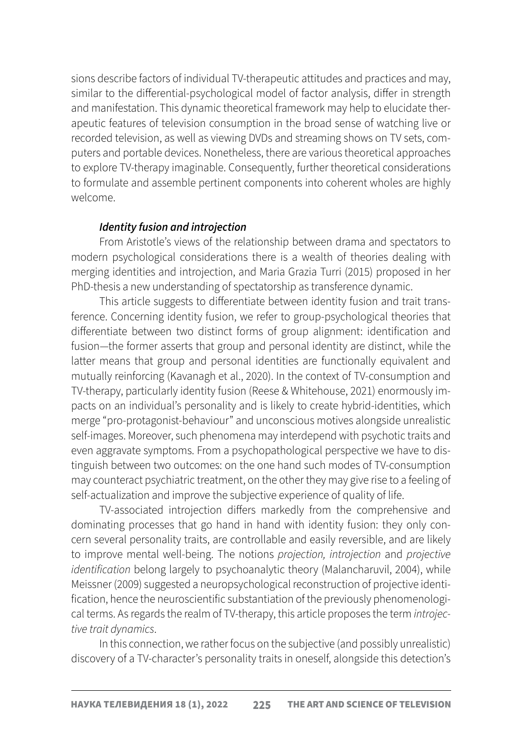sions describe factors of individual TV-therapeutic attitudes and practices and may, similar to the differential-psychological model of factor analysis, differ in strength and manifestation. This dynamic theoretical framework may help to elucidate therapeutic features of television consumption in the broad sense of watching live or recorded television, as well as viewing DVDs and streaming shows on TV sets, computers and portable devices. Nonetheless, there are various theoretical approaches to explore TV-therapy imaginable. Consequently, further theoretical considerations to formulate and assemble pertinent components into coherent wholes are highly welcome.

### ***Identity fusion and introjection***

From Aristotle's views of the relationship between drama and spectators to modern psychological considerations there is a wealth of theories dealing with merging identities and introjection, and Maria Grazia Turri (2015) proposed in her PhD-thesis a new understanding of spectatorship as transference dynamic.

This article suggests to differentiate between identity fusion and trait transference. Concerning identity fusion, we refer to group-psychological theories that differentiate between two distinct forms of group alignment: identification and fusion—the former asserts that group and personal identity are distinct, while the latter means that group and personal identities are functionally equivalent and mutually reinforcing (Kavanagh et al., 2020). In the context of TV-consumption and TV-therapy, particularly identity fusion (Reese & Whitehouse, 2021) enormously impacts on an individual's personality and is likely to create hybrid-identities, which merge "pro-protagonist-behaviour" and unconscious motives alongside unrealistic self-images. Moreover, such phenomena may interdepend with psychotic traits and even aggravate symptoms. From a psychopathological perspective we have to distinguish between two outcomes: on the one hand such modes of TV-consumption may counteract psychiatric treatment, on the other they may give rise to a feeling of self-actualization and improve the subjective experience of quality of life.

TV-associated introjection differs markedly from the comprehensive and dominating processes that go hand in hand with identity fusion: they only concern several personality traits, are controllable and easily reversible, and are likely to improve mental well-being. The notions *projection, introjection* and *projective identification* belong largely to psychoanalytic theory (Malancharuvil, 2004), while Meissner (2009) suggested a neuropsychological reconstruction of projective identification, hence the neuroscientific substantiation of the previously phenomenological terms. As regards the realm of TV-therapy, this article proposes the term *introjective trait dynamics*.

In this connection, we rather focus on the subjective (and possibly unrealistic) discovery of a TV-character's personality traits in oneself, alongside this detection's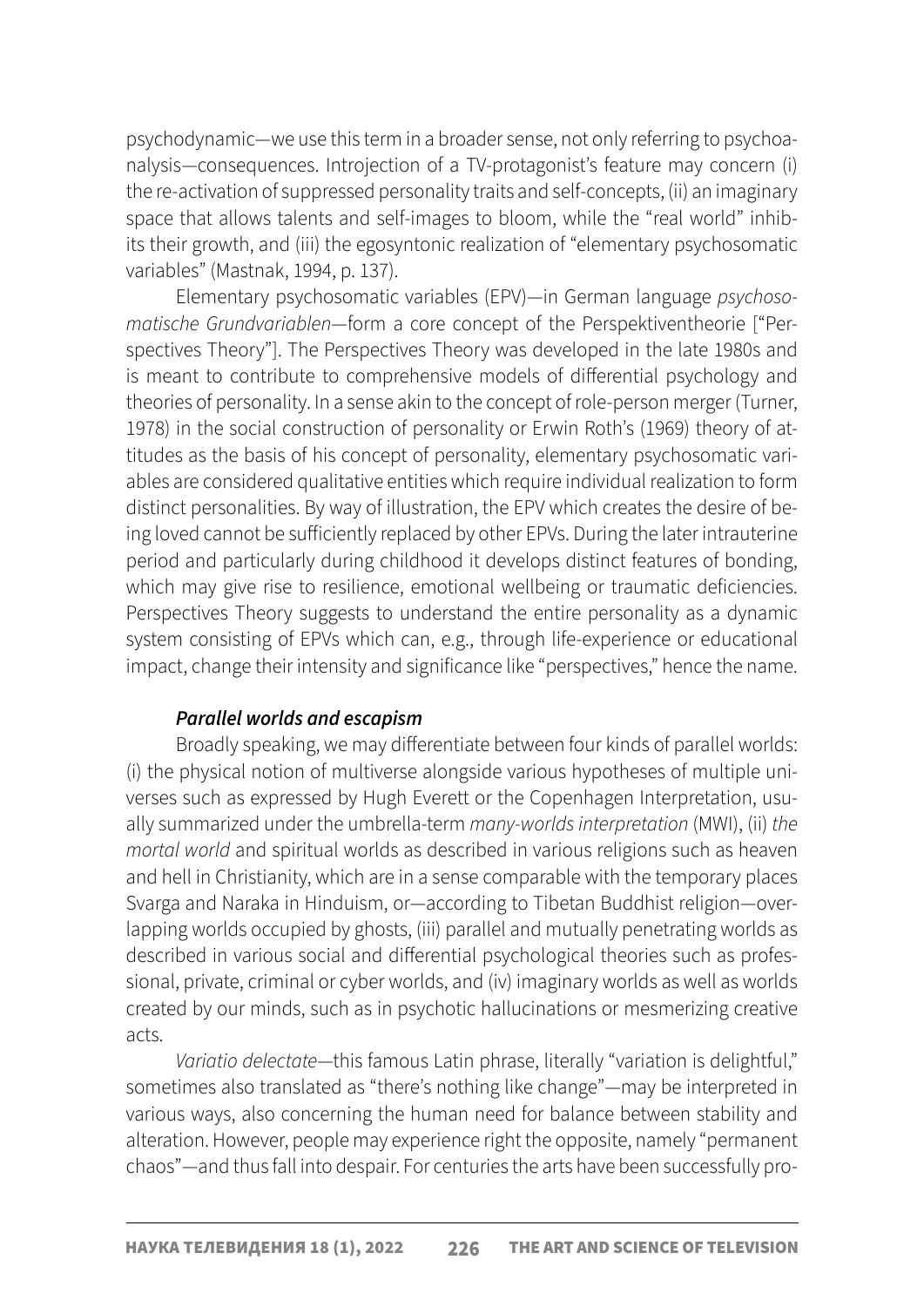psychodynamic—we use this term in a broader sense, not only referring to psychoanalysis—consequences. Introjection of a TV-protagonist's feature may concern (i) the re-activation of suppressed personality traits and self-concepts, (ii) an imaginary space that allows talents and self-images to bloom, while the "real world" inhibits their growth, and (iii) the egosyntonic realization of "elementary psychosomatic variables" (Mastnak, 1994, p. 137).

Elementary psychosomatic variables (EPV)—in German language *psychosomatische Grundvariablen*—form a core concept of the Perspektiventheorie ["Perspectives Theory"]. The Perspectives Theory was developed in the late 1980s and is meant to contribute to comprehensive models of differential psychology and theories of personality. In a sense akin to the concept of role-person merger (Turner, 1978) in the social construction of personality or Erwin Roth's (1969) theory of attitudes as the basis of his concept of personality, elementary psychosomatic variables are considered qualitative entities which require individual realization to form distinct personalities. By way of illustration, the EPV which creates the desire of being loved cannot be sufficiently replaced by other EPVs. During the later intrauterine period and particularly during childhood it develops distinct features of bonding, which may give rise to resilience, emotional wellbeing or traumatic deficiencies. Perspectives Theory suggests to understand the entire personality as a dynamic system consisting of EPVs which can, e.g., through life-experience or educational impact, change their intensity and significance like "perspectives," hence the name.

#### *Parallel worlds and escapism*

Broadly speaking, we may differentiate between four kinds of parallel worlds: (i) the physical notion of multiverse alongside various hypotheses of multiple universes such as expressed by Hugh Everett or the Copenhagen Interpretation, usually summarized under the umbrella-term *many-worlds interpretation* (MWI), (ii) *the mortal world* and spiritual worlds as described in various religions such as heaven and hell in Christianity, which are in a sense comparable with the temporary places Svarga and Naraka in Hinduism, or—according to Tibetan Buddhist religion—overlapping worlds occupied by ghosts, (iii) parallel and mutually penetrating worlds as described in various social and differential psychological theories such as professional, private, criminal or cyber worlds, and (iv) imaginary worlds as well as worlds created by our minds, such as in psychotic hallucinations or mesmerizing creative acts.

*Variatio delectate*—this famous Latin phrase, literally "variation is delightful," sometimes also translated as "there's nothing like change"—may be interpreted in various ways, also concerning the human need for balance between stability and alteration. However, people may experience right the opposite, namely "permanent chaos"—and thus fall into despair. For centuries the arts have been successfully pro-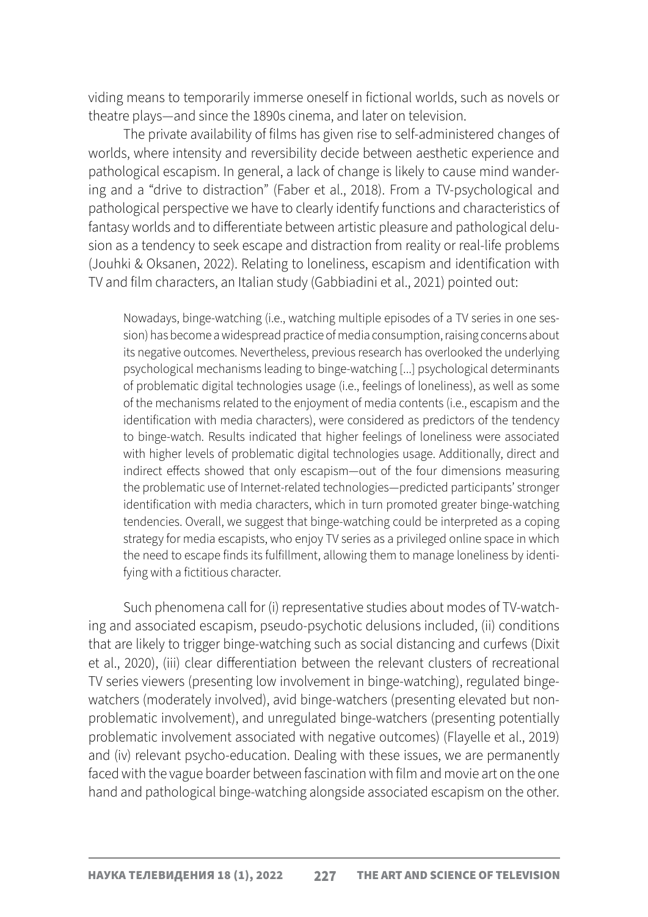viding means to temporarily immerse oneself in fictional worlds, such as novels or theatre plays—and since the 1890s cinema, and later on television.

The private availability of films has given rise to self-administered changes of worlds, where intensity and reversibility decide between aesthetic experience and pathological escapism. In general, a lack of change is likely to cause mind wandering and a "drive to distraction" (Faber et al., 2018). From a TV-psychological and pathological perspective we have to clearly identify functions and characteristics of fantasy worlds and to differentiate between artistic pleasure and pathological delusion as a tendency to seek escape and distraction from reality or real-life problems (Jouhki & Oksanen, 2022). Relating to loneliness, escapism and identification with TV and film characters, an Italian study (Gabbiadini et al., 2021) pointed out:

> Nowadays, binge-watching (i.e., watching multiple episodes of a TV series in one session) has become a widespread practice of media consumption, raising concerns about its negative outcomes. Nevertheless, previous research has overlooked the underlying psychological mechanisms leading to binge-watching [...] psychological determinants of problematic digital technologies usage (i.e., feelings of loneliness), as well as some of the mechanisms related to the enjoyment of media contents (i.e., escapism and the identification with media characters), were considered as predictors of the tendency to binge-watch. Results indicated that higher feelings of loneliness were associated with higher levels of problematic digital technologies usage. Additionally, direct and indirect effects showed that only escapism—out of the four dimensions measuring the problematic use of Internet-related technologies—predicted participants' stronger identification with media characters, which in turn promoted greater binge-watching tendencies. Overall, we suggest that binge-watching could be interpreted as a coping strategy for media escapists, who enjoy TV series as a privileged online space in which the need to escape finds its fulfillment, allowing them to manage loneliness by identifying with a fictitious character.

Such phenomena call for (i) representative studies about modes of TV-watching and associated escapism, pseudo-psychotic delusions included, (ii) conditions that are likely to trigger binge-watching such as social distancing and curfews (Dixit et al., 2020), (iii) clear differentiation between the relevant clusters of recreational TV series viewers (presenting low involvement in binge-watching), regulated binge-watchers (moderately involved), avid binge-watchers (presenting elevated but non-problematic involvement), and unregulated binge-watchers (presenting potentially problematic involvement associated with negative outcomes) (Flayelle et al., 2019) and (iv) relevant psycho-education. Dealing with these issues, we are permanently faced with the vague boarder between fascination with film and movie art on the one hand and pathological binge-watching alongside associated escapism on the other.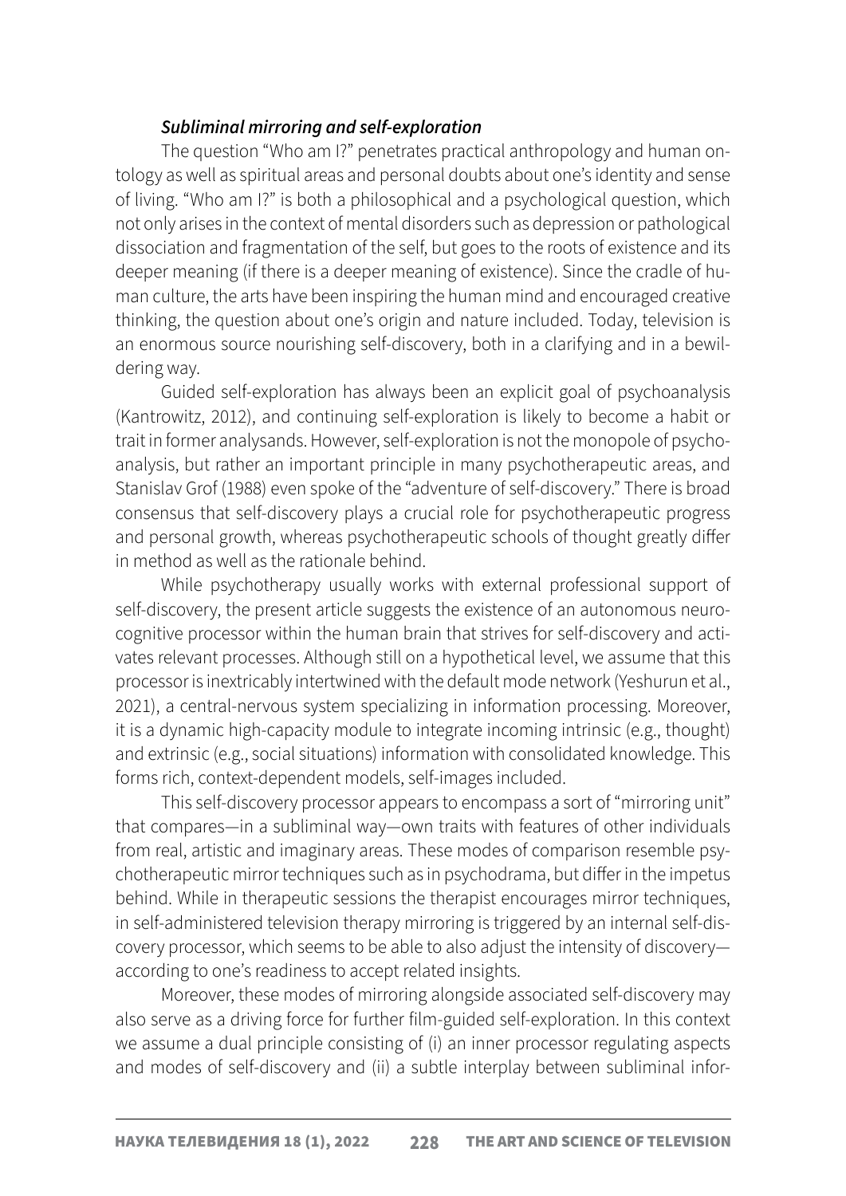### *Subliminal mirroring and self-exploration*

The question "Who am I?" penetrates practical anthropology and human ontology as well as spiritual areas and personal doubts about one's identity and sense of living. "Who am I?" is both a philosophical and a psychological question, which not only arises in the context of mental disorders such as depression or pathological dissociation and fragmentation of the self, but goes to the roots of existence and its deeper meaning (if there is a deeper meaning of existence). Since the cradle of human culture, the arts have been inspiring the human mind and encouraged creative thinking, the question about one's origin and nature included. Today, television is an enormous source nourishing self-discovery, both in a clarifying and in a bewildering way.

Guided self-exploration has always been an explicit goal of psychoanalysis (Kantrowitz, 2012), and continuing self-exploration is likely to become a habit or trait in former analysands. However, self-exploration is not the monopole of psychoanalysis, but rather an important principle in many psychotherapeutic areas, and Stanislav Grof (1988) even spoke of the "adventure of self-discovery." There is broad consensus that self-discovery plays a crucial role for psychotherapeutic progress and personal growth, whereas psychotherapeutic schools of thought greatly differ in method as well as the rationale behind.

While psychotherapy usually works with external professional support of self-discovery, the present article suggests the existence of an autonomous neurocognitive processor within the human brain that strives for self-discovery and activates relevant processes. Although still on a hypothetical level, we assume that this processor is inextricably intertwined with the default mode network (Yeshurun et al., 2021), a central-nervous system specializing in information processing. Moreover, it is a dynamic high-capacity module to integrate incoming intrinsic (e.g., thought) and extrinsic (e.g., social situations) information with consolidated knowledge. This forms rich, context-dependent models, self-images included.

This self-discovery processor appears to encompass a sort of "mirroring unit" that compares—in a subliminal way—own traits with features of other individuals from real, artistic and imaginary areas. These modes of comparison resemble psychotherapeutic mirror techniques such as in psychodrama, but differ in the impetus behind. While in therapeutic sessions the therapist encourages mirror techniques, in self-administered television therapy mirroring is triggered by an internal self-discovery processor, which seems to be able to also adjust the intensity of discovery—according to one's readiness to accept related insights.

Moreover, these modes of mirroring alongside associated self-discovery may also serve as a driving force for further film-guided self-exploration. In this context we assume a dual principle consisting of (i) an inner processor regulating aspects and modes of self-discovery and (ii) a subtle interplay between subliminal infor-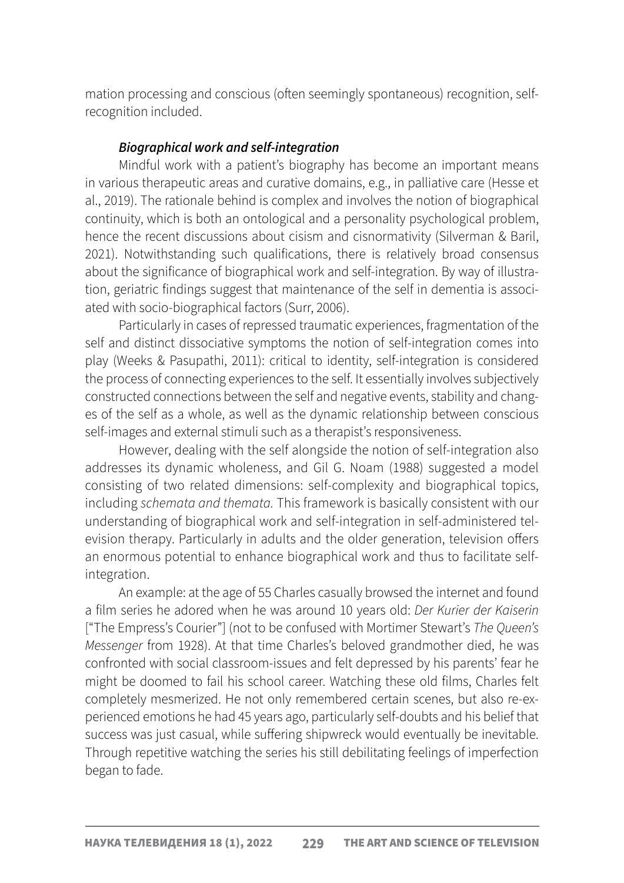mation processing and conscious (often seemingly spontaneous) recognition, self-recognition included.

***Biographical work and self-integration***

Mindful work with a patient's biography has become an important means in various therapeutic areas and curative domains, e.g., in palliative care (Hesse et al., 2019). The rationale behind is complex and involves the notion of biographical continuity, which is both an ontological and a personality psychological problem, hence the recent discussions about cisism and cisnormativity (Silverman & Baril, 2021). Notwithstanding such qualifications, there is relatively broad consensus about the significance of biographical work and self-integration. By way of illustration, geriatric findings suggest that maintenance of the self in dementia is associated with socio-biographical factors (Surr, 2006).

Particularly in cases of repressed traumatic experiences, fragmentation of the self and distinct dissociative symptoms the notion of self-integration comes into play (Weeks & Pasupathi, 2011): critical to identity, self-integration is considered the process of connecting experiences to the self. It essentially involves subjectively constructed connections between the self and negative events, stability and changes of the self as a whole, as well as the dynamic relationship between conscious self-images and external stimuli such as a therapist's responsiveness.

However, dealing with the self alongside the notion of self-integration also addresses its dynamic wholeness, and Gil G. Noam (1988) suggested a model consisting of two related dimensions: self-complexity and biographical topics, including *schemata and themata.* This framework is basically consistent with our understanding of biographical work and self-integration in self-administered television therapy. Particularly in adults and the older generation, television offers an enormous potential to enhance biographical work and thus to facilitate self-integration.

An example: at the age of 55 Charles casually browsed the internet and found a film series he adored when he was around 10 years old: *Der Kurier der Kaiserin* ["The Empress's Courier"] (not to be confused with Mortimer Stewart's *The Queen's Messenger* from 1928). At that time Charles's beloved grandmother died, he was confronted with social classroom-issues and felt depressed by his parents' fear he might be doomed to fail his school career. Watching these old films, Charles felt completely mesmerized. He not only remembered certain scenes, but also re-experienced emotions he had 45 years ago, particularly self-doubts and his belief that success was just casual, while suffering shipwreck would eventually be inevitable. Through repetitive watching the series his still debilitating feelings of imperfection began to fade.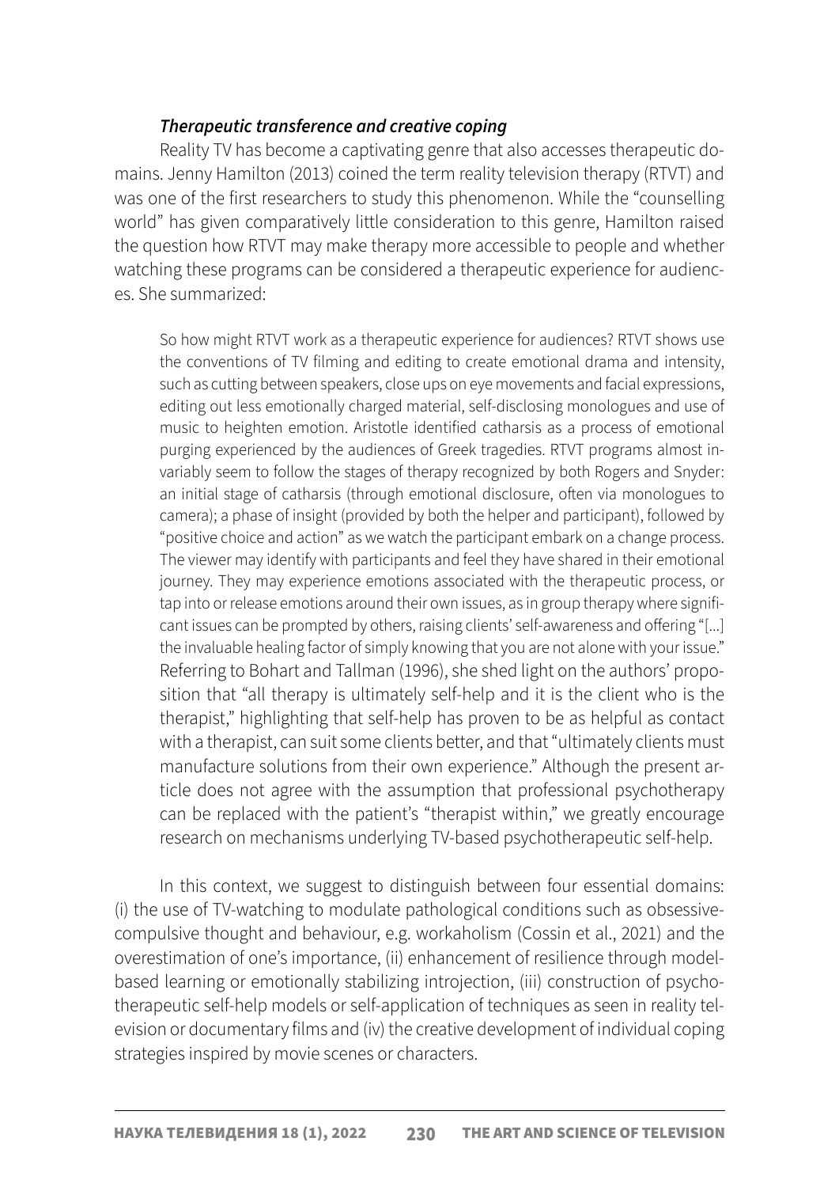### ***Therapeutic transference and creative coping***

Reality TV has become a captivating genre that also accesses therapeutic domains. Jenny Hamilton (2013) coined the term reality television therapy (RTVT) and was one of the first researchers to study this phenomenon. While the "counselling world" has given comparatively little consideration to this genre, Hamilton raised the question how RTVT may make therapy more accessible to people and whether watching these programs can be considered a therapeutic experience for audiences. She summarized:

> So how might RTVT work as a therapeutic experience for audiences? RTVT shows use the conventions of TV filming and editing to create emotional drama and intensity, such as cutting between speakers, close ups on eye movements and facial expressions, editing out less emotionally charged material, self-disclosing monologues and use of music to heighten emotion. Aristotle identified catharsis as a process of emotional purging experienced by the audiences of Greek tragedies. RTVT programs almost invariably seem to follow the stages of therapy recognized by both Rogers and Snyder: an initial stage of catharsis (through emotional disclosure, often via monologues to camera); a phase of insight (provided by both the helper and participant), followed by "positive choice and action" as we watch the participant embark on a change process. The viewer may identify with participants and feel they have shared in their emotional journey. They may experience emotions associated with the therapeutic process, or tap into or release emotions around their own issues, as in group therapy where significant issues can be prompted by others, raising clients' self-awareness and offering "[...] the invaluable healing factor of simply knowing that you are not alone with your issue."

Referring to Bohart and Tallman (1996), she shed light on the authors' proposition that "all therapy is ultimately self-help and it is the client who is the therapist," highlighting that self-help has proven to be as helpful as contact with a therapist, can suit some clients better, and that "ultimately clients must manufacture solutions from their own experience." Although the present article does not agree with the assumption that professional psychotherapy can be replaced with the patient's "therapist within," we greatly encourage research on mechanisms underlying TV-based psychotherapeutic self-help.

In this context, we suggest to distinguish between four essential domains: (i) the use of TV-watching to modulate pathological conditions such as obsessive-compulsive thought and behaviour, e.g. workaholism (Cossin et al., 2021) and the overestimation of one's importance, (ii) enhancement of resilience through model-based learning or emotionally stabilizing introjection, (iii) construction of psychotherapeutic self-help models or self-application of techniques as seen in reality television or documentary films and (iv) the creative development of individual coping strategies inspired by movie scenes or characters.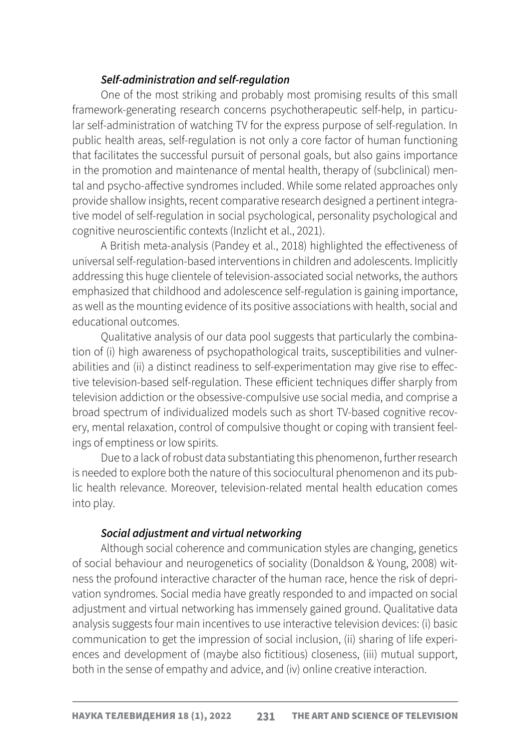### *Self-administration and self-regulation*

One of the most striking and probably most promising results of this small framework-generating research concerns psychotherapeutic self-help, in particular self-administration of watching TV for the express purpose of self-regulation. In public health areas, self-regulation is not only a core factor of human functioning that facilitates the successful pursuit of personal goals, but also gains importance in the promotion and maintenance of mental health, therapy of (subclinical) mental and psycho-affective syndromes included. While some related approaches only provide shallow insights, recent comparative research designed a pertinent integrative model of self-regulation in social psychological, personality psychological and cognitive neuroscientific contexts (Inzlicht et al., 2021).

A British meta-analysis (Pandey et al., 2018) highlighted the effectiveness of universal self-regulation-based interventions in children and adolescents. Implicitly addressing this huge clientele of television-associated social networks, the authors emphasized that childhood and adolescence self-regulation is gaining importance, as well as the mounting evidence of its positive associations with health, social and educational outcomes.

Qualitative analysis of our data pool suggests that particularly the combination of (i) high awareness of psychopathological traits, susceptibilities and vulnerabilities and (ii) a distinct readiness to self-experimentation may give rise to effective television-based self-regulation. These efficient techniques differ sharply from television addiction or the obsessive-compulsive use social media, and comprise a broad spectrum of individualized models such as short TV-based cognitive recovery, mental relaxation, control of compulsive thought or coping with transient feelings of emptiness or low spirits.

Due to a lack of robust data substantiating this phenomenon, further research is needed to explore both the nature of this sociocultural phenomenon and its public health relevance. Moreover, television-related mental health education comes into play.

### *Social adjustment and virtual networking*

Although social coherence and communication styles are changing, genetics of social behaviour and neurogenetics of sociality (Donaldson & Young, 2008) witness the profound interactive character of the human race, hence the risk of deprivation syndromes. Social media have greatly responded to and impacted on social adjustment and virtual networking has immensely gained ground. Qualitative data analysis suggests four main incentives to use interactive television devices: (i) basic communication to get the impression of social inclusion, (ii) sharing of life experiences and development of (maybe also fictitious) closeness, (iii) mutual support, both in the sense of empathy and advice, and (iv) online creative interaction.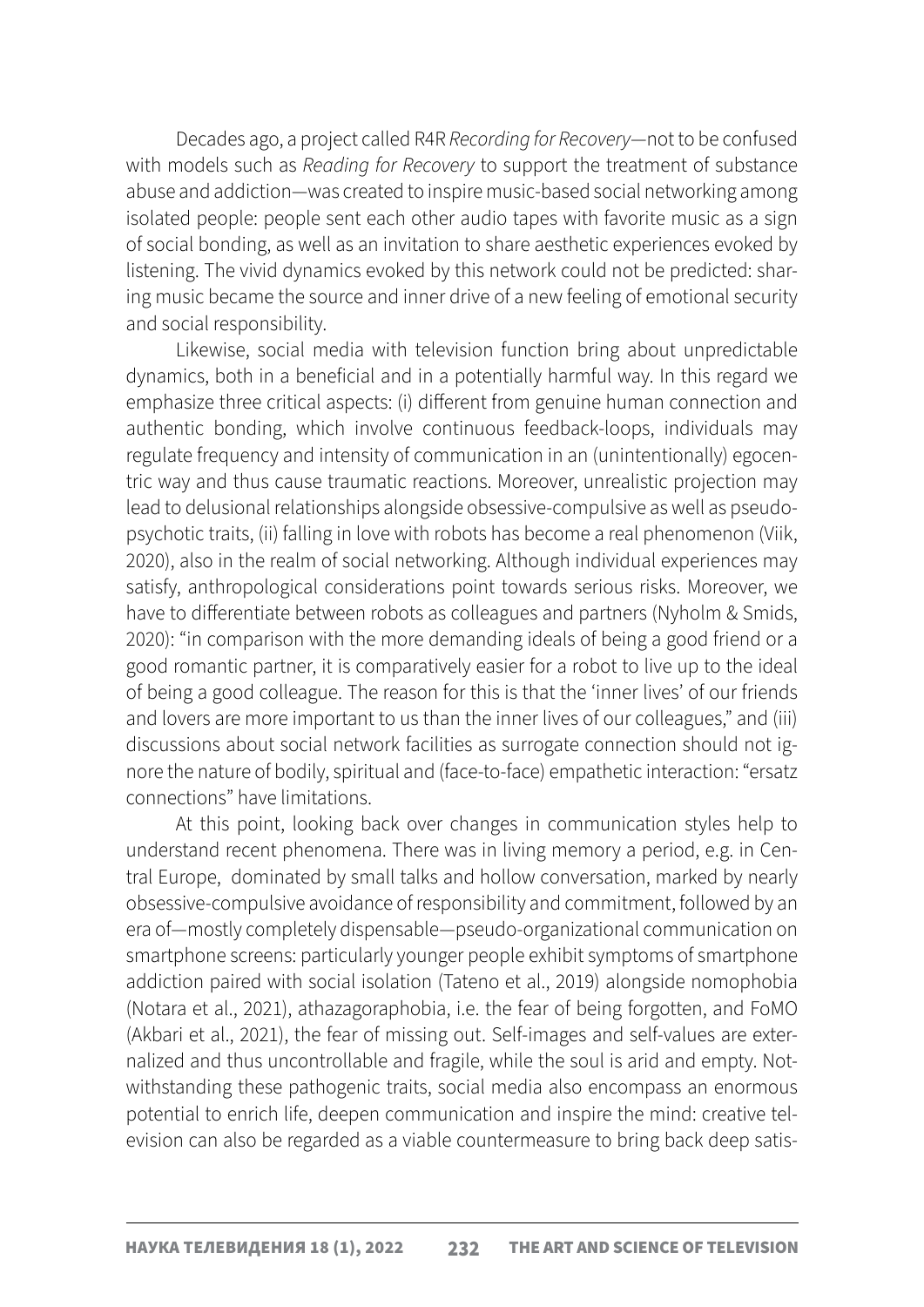Decades ago, a project called R4R *Recording for Recovery*—not to be confused with models such as *Reading for Recovery* to support the treatment of substance abuse and addiction—was created to inspire music-based social networking among isolated people: people sent each other audio tapes with favorite music as a sign of social bonding, as well as an invitation to share aesthetic experiences evoked by listening. The vivid dynamics evoked by this network could not be predicted: sharing music became the source and inner drive of a new feeling of emotional security and social responsibility.

Likewise, social media with television function bring about unpredictable dynamics, both in a beneficial and in a potentially harmful way. In this regard we emphasize three critical aspects: (i) different from genuine human connection and authentic bonding, which involve continuous feedback-loops, individuals may regulate frequency and intensity of communication in an (unintentionally) egocentric way and thus cause traumatic reactions. Moreover, unrealistic projection may lead to delusional relationships alongside obsessive-compulsive as well as pseudo-psychotic traits, (ii) falling in love with robots has become a real phenomenon (Viik, 2020), also in the realm of social networking. Although individual experiences may satisfy, anthropological considerations point towards serious risks. Moreover, we have to differentiate between robots as colleagues and partners (Nyholm & Smids, 2020): "in comparison with the more demanding ideals of being a good friend or a good romantic partner, it is comparatively easier for a robot to live up to the ideal of being a good colleague. The reason for this is that the 'inner lives' of our friends and lovers are more important to us than the inner lives of our colleagues," and (iii) discussions about social network facilities as surrogate connection should not ignore the nature of bodily, spiritual and (face-to-face) empathetic interaction: "ersatz connections" have limitations.

At this point, looking back over changes in communication styles help to understand recent phenomena. There was in living memory a period, e.g. in Central Europe, dominated by small talks and hollow conversation, marked by nearly obsessive-compulsive avoidance of responsibility and commitment, followed by an era of—mostly completely dispensable—pseudo-organizational communication on smartphone screens: particularly younger people exhibit symptoms of smartphone addiction paired with social isolation (Tateno et al., 2019) alongside nomophobia (Notara et al., 2021), athazagoraphobia, i.e. the fear of being forgotten, and FoMO (Akbari et al., 2021), the fear of missing out. Self-images and self-values are externalized and thus uncontrollable and fragile, while the soul is arid and empty. Notwithstanding these pathogenic traits, social media also encompass an enormous potential to enrich life, deepen communication and inspire the mind: creative television can also be regarded as a viable countermeasure to bring back deep satis-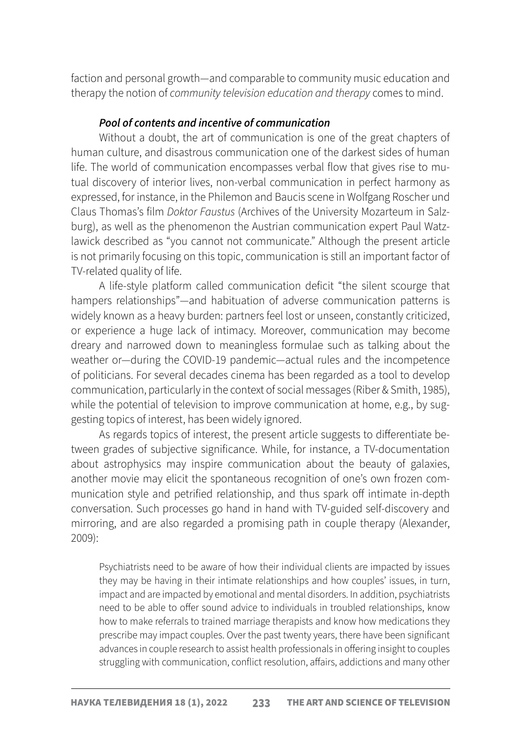faction and personal growth—and comparable to community music education and therapy the notion of *community television education and therapy* comes to mind.

### *Pool of contents and incentive of communication*

Without a doubt, the art of communication is one of the great chapters of human culture, and disastrous communication one of the darkest sides of human life. The world of communication encompasses verbal flow that gives rise to mutual discovery of interior lives, non-verbal communication in perfect harmony as expressed, for instance, in the Philemon and Baucis scene in Wolfgang Roscher und Claus Thomas's film *Doktor Faustus* (Archives of the University Mozarteum in Salzburg), as well as the phenomenon the Austrian communication expert Paul Watzlawick described as "you cannot not communicate." Although the present article is not primarily focusing on this topic, communication is still an important factor of TV-related quality of life.

A life-style platform called communication deficit "the silent scourge that hampers relationships"—and habituation of adverse communication patterns is widely known as a heavy burden: partners feel lost or unseen, constantly criticized, or experience a huge lack of intimacy. Moreover, communication may become dreary and narrowed down to meaningless formulae such as talking about the weather or—during the COVID-19 pandemic—actual rules and the incompetence of politicians. For several decades cinema has been regarded as a tool to develop communication, particularly in the context of social messages (Riber & Smith, 1985), while the potential of television to improve communication at home, e.g., by suggesting topics of interest, has been widely ignored.

As regards topics of interest, the present article suggests to differentiate between grades of subjective significance. While, for instance, a TV-documentation about astrophysics may inspire communication about the beauty of galaxies, another movie may elicit the spontaneous recognition of one's own frozen communication style and petrified relationship, and thus spark off intimate in-depth conversation. Such processes go hand in hand with TV-guided self-discovery and mirroring, and are also regarded a promising path in couple therapy (Alexander, 2009):

> Psychiatrists need to be aware of how their individual clients are impacted by issues they may be having in their intimate relationships and how couples' issues, in turn, impact and are impacted by emotional and mental disorders. In addition, psychiatrists need to be able to offer sound advice to individuals in troubled relationships, know how to make referrals to trained marriage therapists and know how medications they prescribe may impact couples. Over the past twenty years, there have been significant advances in couple research to assist health professionals in offering insight to couples struggling with communication, conflict resolution, affairs, addictions and many other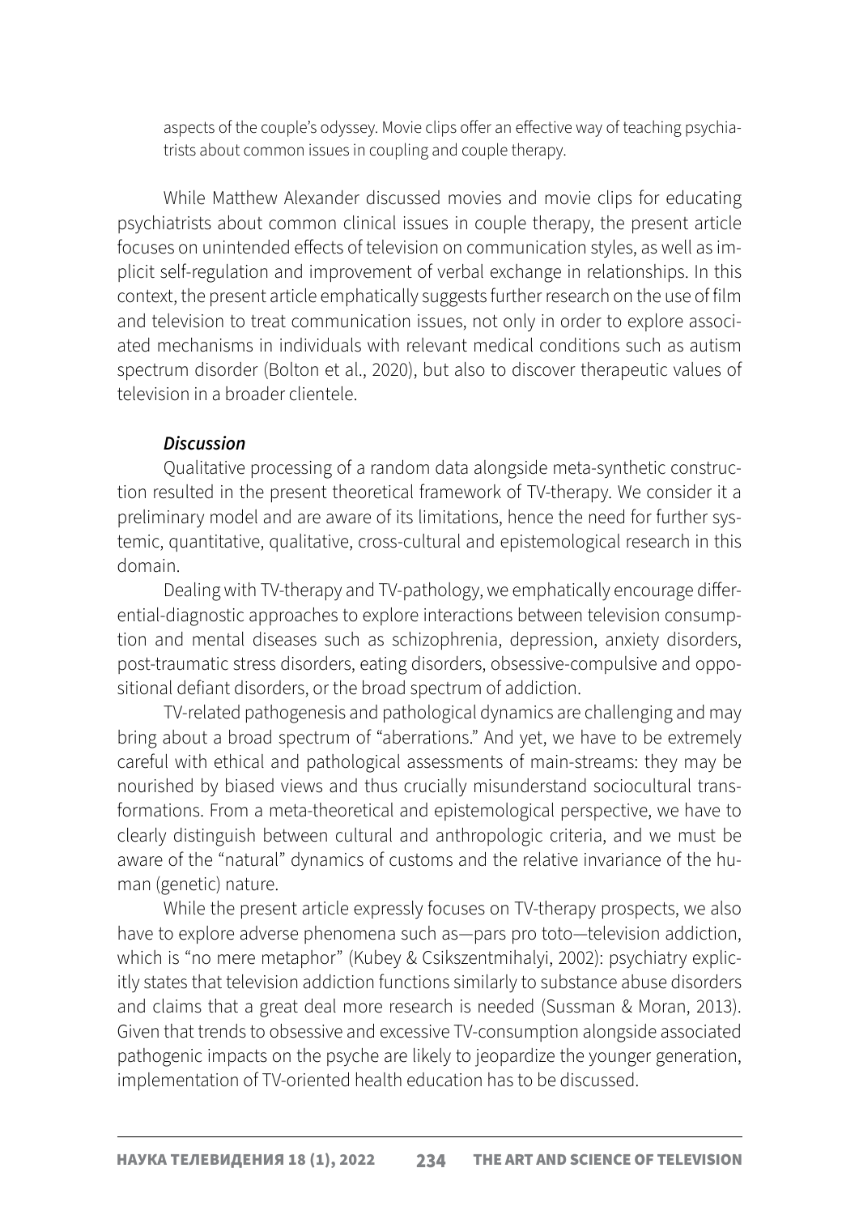aspects of the couple's odyssey. Movie clips offer an effective way of teaching psychiatrists about common issues in coupling and couple therapy.

While Matthew Alexander discussed movies and movie clips for educating psychiatrists about common clinical issues in couple therapy, the present article focuses on unintended effects of television on communication styles, as well as implicit self-regulation and improvement of verbal exchange in relationships. In this context, the present article emphatically suggests further research on the use of film and television to treat communication issues, not only in order to explore associated mechanisms in individuals with relevant medical conditions such as autism spectrum disorder (Bolton et al., 2020), but also to discover therapeutic values of television in a broader clientele.

### *Discussion*

Qualitative processing of a random data alongside meta-synthetic construction resulted in the present theoretical framework of TV-therapy. We consider it a preliminary model and are aware of its limitations, hence the need for further systemic, quantitative, qualitative, cross-cultural and epistemological research in this domain.

Dealing with TV-therapy and TV-pathology, we emphatically encourage differential-diagnostic approaches to explore interactions between television consumption and mental diseases such as schizophrenia, depression, anxiety disorders, post-traumatic stress disorders, eating disorders, obsessive-compulsive and oppositional defiant disorders, or the broad spectrum of addiction.

TV-related pathogenesis and pathological dynamics are challenging and may bring about a broad spectrum of "aberrations." And yet, we have to be extremely careful with ethical and pathological assessments of main-streams: they may be nourished by biased views and thus crucially misunderstand sociocultural transformations. From a meta-theoretical and epistemological perspective, we have to clearly distinguish between cultural and anthropologic criteria, and we must be aware of the "natural" dynamics of customs and the relative invariance of the human (genetic) nature.

While the present article expressly focuses on TV-therapy prospects, we also have to explore adverse phenomena such as—pars pro toto—television addiction, which is "no mere metaphor" (Kubey & Csikszentmihalyi, 2002): psychiatry explicitly states that television addiction functions similarly to substance abuse disorders and claims that a great deal more research is needed (Sussman & Moran, 2013). Given that trends to obsessive and excessive TV-consumption alongside associated pathogenic impacts on the psyche are likely to jeopardize the younger generation, implementation of TV-oriented health education has to be discussed.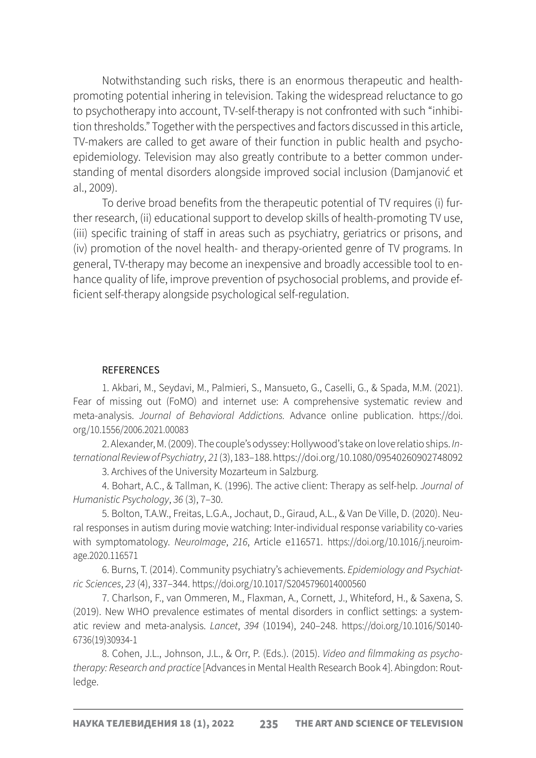Notwithstanding such risks, there is an enormous therapeutic and health-promoting potential inhering in television. Taking the widespread reluctance to go to psychotherapy into account, TV-self-therapy is not confronted with such "inhibition thresholds." Together with the perspectives and factors discussed in this article, TV-makers are called to get aware of their function in public health and psycho-epidemiology. Television may also greatly contribute to a better common understanding of mental disorders alongside improved social inclusion (Damjanović et al., 2009).

To derive broad benefits from the therapeutic potential of TV requires (i) further research, (ii) educational support to develop skills of health-promoting TV use, (iii) specific training of staff in areas such as psychiatry, geriatrics or prisons, and (iv) promotion of the novel health- and therapy-oriented genre of TV programs. In general, TV-therapy may become an inexpensive and broadly accessible tool to enhance quality of life, improve prevention of psychosocial problems, and provide efficient self-therapy alongside psychological self-regulation.

## REFERENCES

1. Akbari, M., Seydavi, M., Palmieri, S., Mansueto, G., Caselli, G., & Spada, M.M. (2021). Fear of missing out (FoMO) and internet use: A comprehensive systematic review and meta-analysis. *Journal of Behavioral Addictions.* Advance online publication. https://doi.org/10.1556/2006.2021.00083

2. Alexander, M. (2009). The couple's odyssey: Hollywood's take on love relatio ships. *International Review of Psychiatry*, *21* (3), 183–188. https://doi.org/10.1080/09540260902748092

3. Archives of the University Mozarteum in Salzburg.

4. Bohart, A.C., & Tallman, K. (1996). The active client: Therapy as self-help. *Journal of Humanistic Psychology*, *36* (3), 7–30.

5. Bolton, T.A.W., Freitas, L.G.A., Jochaut, D., Giraud, A.L., & Van De Ville, D. (2020). Neural responses in autism during movie watching: Inter-individual response variability co-varies with symptomatology. *NeuroImage*, *216*, Article e116571. https://doi.org/10.1016/j.neuroimage.2020.116571

6. Burns, T. (2014). Community psychiatry's achievements. *Epidemiology and Psychiatric Sciences*, *23* (4), 337–344. https://doi.org/10.1017/S2045796014000560

7. Charlson, F., van Ommeren, M., Flaxman, A., Cornett, J., Whiteford, H., & Saxena, S. (2019). New WHO prevalence estimates of mental disorders in conflict settings: a systematic review and meta-analysis. *Lancet*, *394* (10194), 240–248. https://doi.org/10.1016/S0140-6736(19)30934-1

8. Cohen, J.L., Johnson, J.L., & Orr, P. (Eds.). (2015). *Video and filmmaking as psychotherapy: Research and practice* [Advances in Mental Health Research Book 4]. Abingdon: Routledge.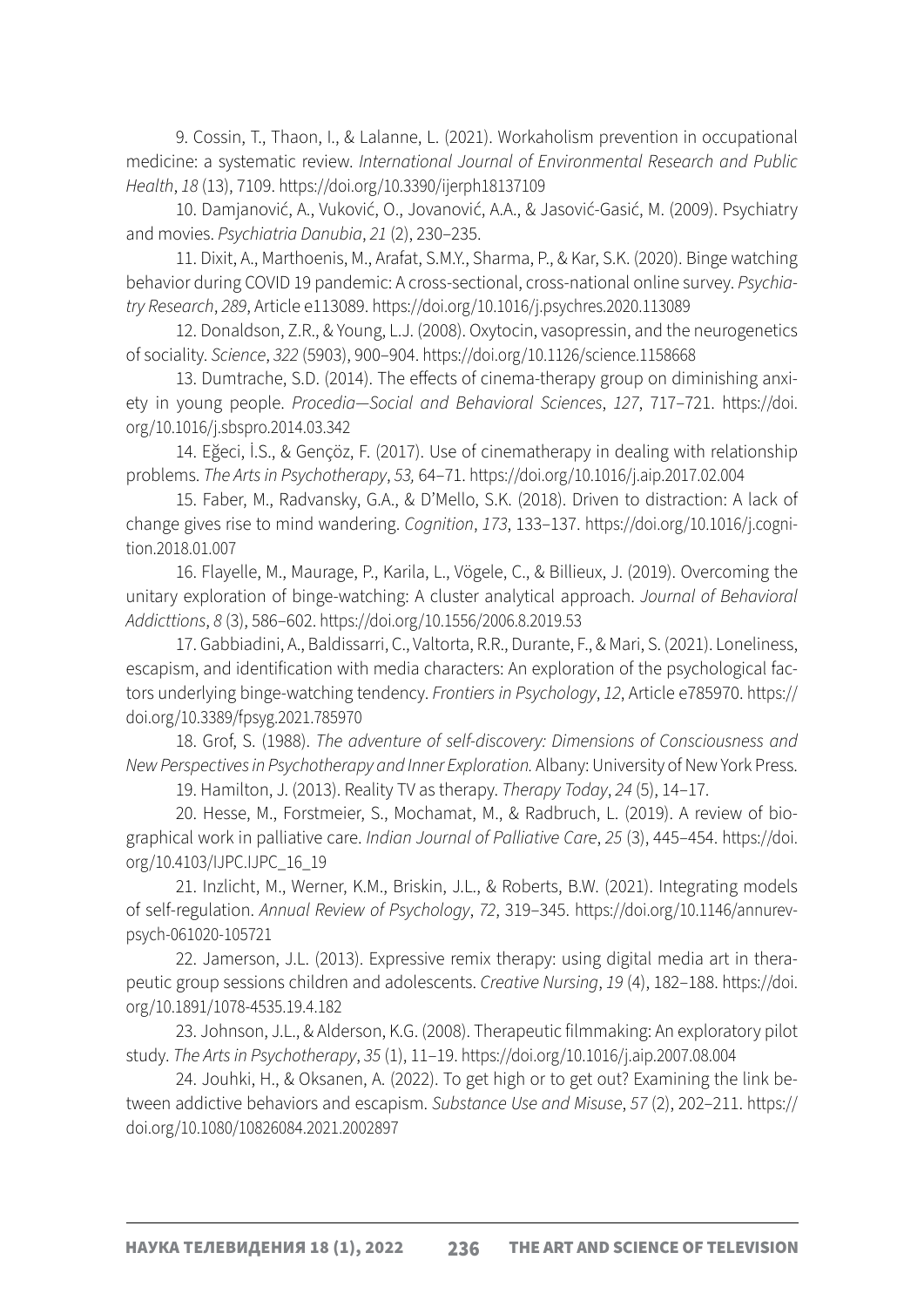9. Cossin, T., Thaon, I., & Lalanne, L. (2021). Workaholism prevention in occupational medicine: a systematic review. *International Journal of Environmental Research and Public Health*, *18* (13), 7109. https://doi.org/10.3390/ijerph18137109

10. Damjanović, A., Vuković, O., Jovanović, A.A., & Jasović-Gasić, M. (2009). Psychiatry and movies. *Psychiatria Danubia*, *21* (2), 230–235.

11. Dixit, A., Marthoenis, M., Arafat, S.M.Y., Sharma, P., & Kar, S.K. (2020). Binge watching behavior during COVID 19 pandemic: A cross-sectional, cross-national online survey. *Psychiatry Research*, *289*, Article e113089. https://doi.org/10.1016/j.psychres.2020.113089

12. Donaldson, Z.R., & Young, L.J. (2008). Oxytocin, vasopressin, and the neurogenetics of sociality. *Science*, *322* (5903), 900–904. https://doi.org/10.1126/science.1158668

13. Dumtrache, S.D. (2014). The effects of cinema-therapy group on diminishing anxiety in young people. *Procedia—Social and Behavioral Sciences*, *127*, 717–721. https://doi.org/10.1016/j.sbspro.2014.03.342

14. Eğeci, İ.S., & Gençöz, F. (2017). Use of cinematherapy in dealing with relationship problems. *The Arts in Psychotherapy*, *53,* 64–71. https://doi.org/10.1016/j.aip.2017.02.004

15. Faber, M., Radvansky, G.A., & D'Mello, S.K. (2018). Driven to distraction: A lack of change gives rise to mind wandering. *Cognition*, *173*, 133–137. https://doi.org/10.1016/j.cognition.2018.01.007

16. Flayelle, M., Maurage, P., Karila, L., Vögele, C., & Billieux, J. (2019). Overcoming the unitary exploration of binge-watching: A cluster analytical approach. *Journal of Behavioral Addicttions*, *8* (3), 586–602. https://doi.org/10.1556/2006.8.2019.53

17. Gabbiadini, A., Baldissarri, C., Valtorta, R.R., Durante, F., & Mari, S. (2021). Loneliness, escapism, and identification with media characters: An exploration of the psychological factors underlying binge-watching tendency. *Frontiers in Psychology*, *12*, Article e785970. https://doi.org/10.3389/fpsyg.2021.785970

18. Grof, S. (1988). *The adventure of self-discovery: Dimensions of Consciousness and New Perspectives in Psychotherapy and Inner Exploration.* Albany: University of New York Press.

19. Hamilton, J. (2013). Reality TV as therapy. *Therapy Today*, *24* (5), 14–17.

20. Hesse, M., Forstmeier, S., Mochamat, M., & Radbruch, L. (2019). A review of biographical work in palliative care. *Indian Journal of Palliative Care*, *25* (3), 445–454. https://doi.org/10.4103/IJPC.IJPC_16_19

21. Inzlicht, M., Werner, K.M., Briskin, J.L., & Roberts, B.W. (2021). Integrating models of self-regulation. *Annual Review of Psychology*, *72*, 319–345. https://doi.org/10.1146/annurev-psych-061020-105721

22. Jamerson, J.L. (2013). Expressive remix therapy: using digital media art in therapeutic group sessions children and adolescents. *Creative Nursing*, *19* (4), 182–188. https://doi.org/10.1891/1078-4535.19.4.182

23. Johnson, J.L., & Alderson, K.G. (2008). Therapeutic filmmaking: An exploratory pilot study. *The Arts in Psychotherapy*, *35* (1), 11–19. https://doi.org/10.1016/j.aip.2007.08.004

24. Jouhki, H., & Oksanen, A. (2022). To get high or to get out? Examining the link between addictive behaviors and escapism. *Substance Use and Misuse*, *57* (2), 202–211. https://doi.org/10.1080/10826084.2021.2002897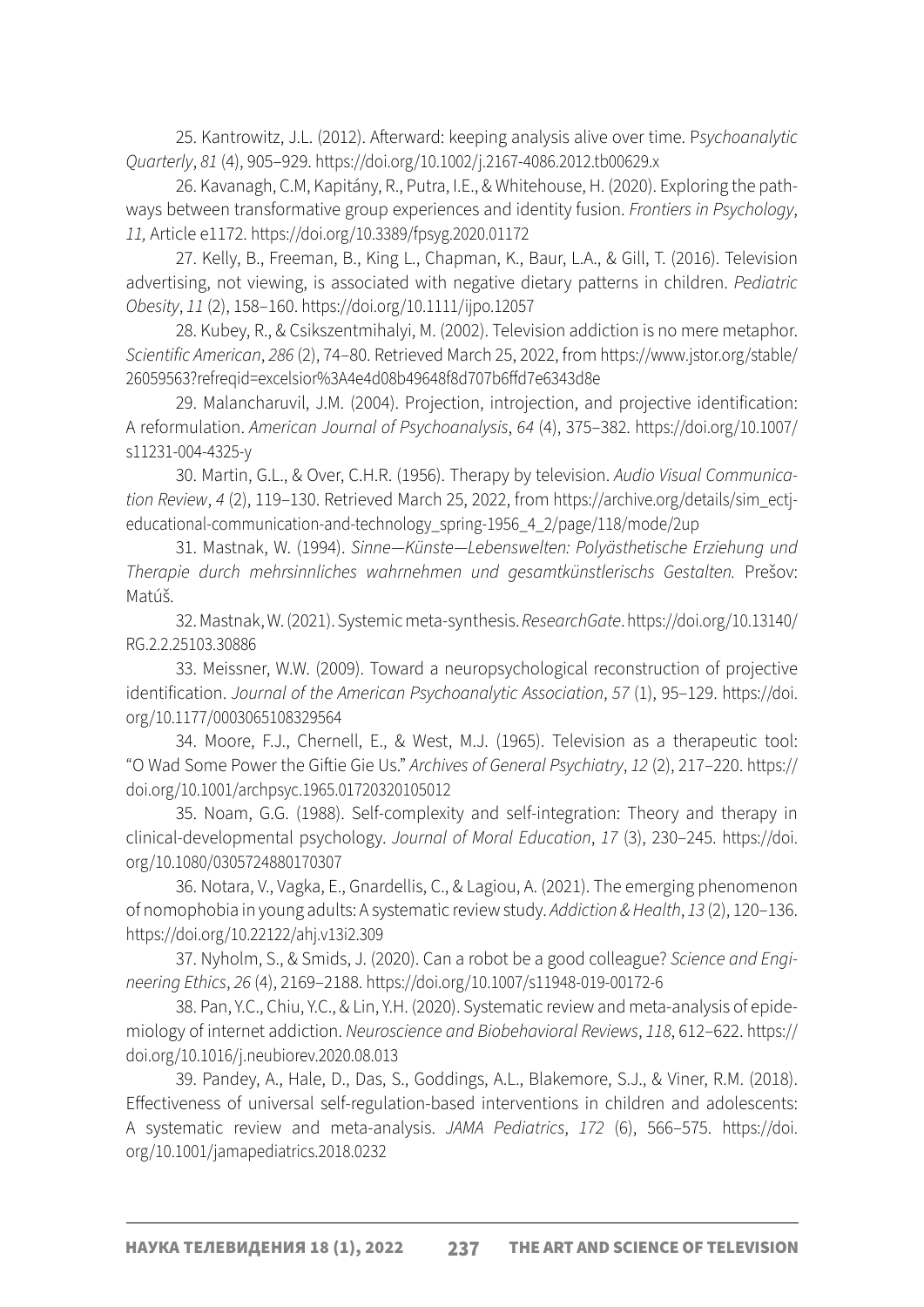25. Kantrowitz, J.L. (2012). Afterward: keeping analysis alive over time. P*sychoanalytic Quarterly*, *81* (4), 905–929. https://doi.org/10.1002/j.2167-4086.2012.tb00629.x

26. Kavanagh, C.M, Kapitány, R., Putra, I.E., & Whitehouse, H. (2020). Exploring the pathways between transformative group experiences and identity fusion. *Frontiers in Psychology*, *11,* Article e1172. https://doi.org/10.3389/fpsyg.2020.01172

27. Kelly, B., Freeman, B., King L., Chapman, K., Baur, L.A., & Gill, T. (2016). Television advertising, not viewing, is associated with negative dietary patterns in children. *Pediatric Obesity*, *11* (2), 158–160. https://doi.org/10.1111/ijpo.12057

28. Kubey, R., & Csikszentmihalyi, M. (2002). Television addiction is no mere metaphor. *Scientific American*, *286* (2), 74–80. Retrieved March 25, 2022, from https://www.jstor.org/stable/26059563?refreqid=excelsior%3A4e4d08b49648f8d707b6ffd7e6343d8e

29. Malancharuvil, J.M. (2004). Projection, introjection, and projective identification: A reformulation. *American Journal of Psychoanalysis*, *64* (4), 375–382. https://doi.org/10.1007/s11231-004-4325-y

30. Martin, G.L., & Over, C.H.R. (1956). Therapy by television. *Audio Visual Communication Review*, *4* (2), 119–130. Retrieved March 25, 2022, from https://archive.org/details/sim_ectj-educational-communication-and-technology_spring-1956_4_2/page/118/mode/2up

31. Mastnak, W. (1994). *Sinne—Künste—Lebenswelten: Polyästhetische Erziehung und Therapie durch mehrsinnliches wahrnehmen und gesamtkünstlerischs Gestalten.* Prešov: Matúš.

32. Mastnak, W. (2021). Systemic meta-synthesis. *ResearchGate*. https://doi.org/10.13140/RG.2.2.25103.30886

33. Meissner, W.W. (2009). Toward a neuropsychological reconstruction of projective identification. *Journal of the American Psychoanalytic Association*, *57* (1), 95–129. https://doi.org/10.1177/0003065108329564

34. Moore, F.J., Chernell, E., & West, M.J. (1965). Television as a therapeutic tool: "O Wad Some Power the Giftie Gie Us." *Archives of General Psychiatry*, *12* (2), 217–220. https://doi.org/10.1001/archpsyc.1965.01720320105012

35. Noam, G.G. (1988). Self-complexity and self-integration: Theory and therapy in clinical-developmental psychology. *Journal of Moral Education*, *17* (3), 230–245. https://doi.org/10.1080/0305724880170307

36. Notara, V., Vagka, E., Gnardellis, C., & Lagiou, A. (2021). The emerging phenomenon of nomophobia in young adults: A systematic review study. *Addiction & Health*, *13* (2), 120–136. https://doi.org/10.22122/ahj.v13i2.309

37. Nyholm, S., & Smids, J. (2020). Can a robot be a good colleague? *Science and Engineering Ethics*, *26* (4), 2169–2188. https://doi.org/10.1007/s11948-019-00172-6

38. Pan, Y.C., Chiu, Y.C., & Lin, Y.H. (2020). Systematic review and meta-analysis of epidemiology of internet addiction. *Neuroscience and Biobehavioral Reviews*, *118*, 612–622. https://doi.org/10.1016/j.neubiorev.2020.08.013

39. Pandey, A., Hale, D., Das, S., Goddings, A.L., Blakemore, S.J., & Viner, R.M. (2018). Effectiveness of universal self-regulation-based interventions in children and adolescents: A systematic review and meta-analysis. *JAMA Pediatrics*, *172* (6), 566–575. https://doi.org/10.1001/jamapediatrics.2018.0232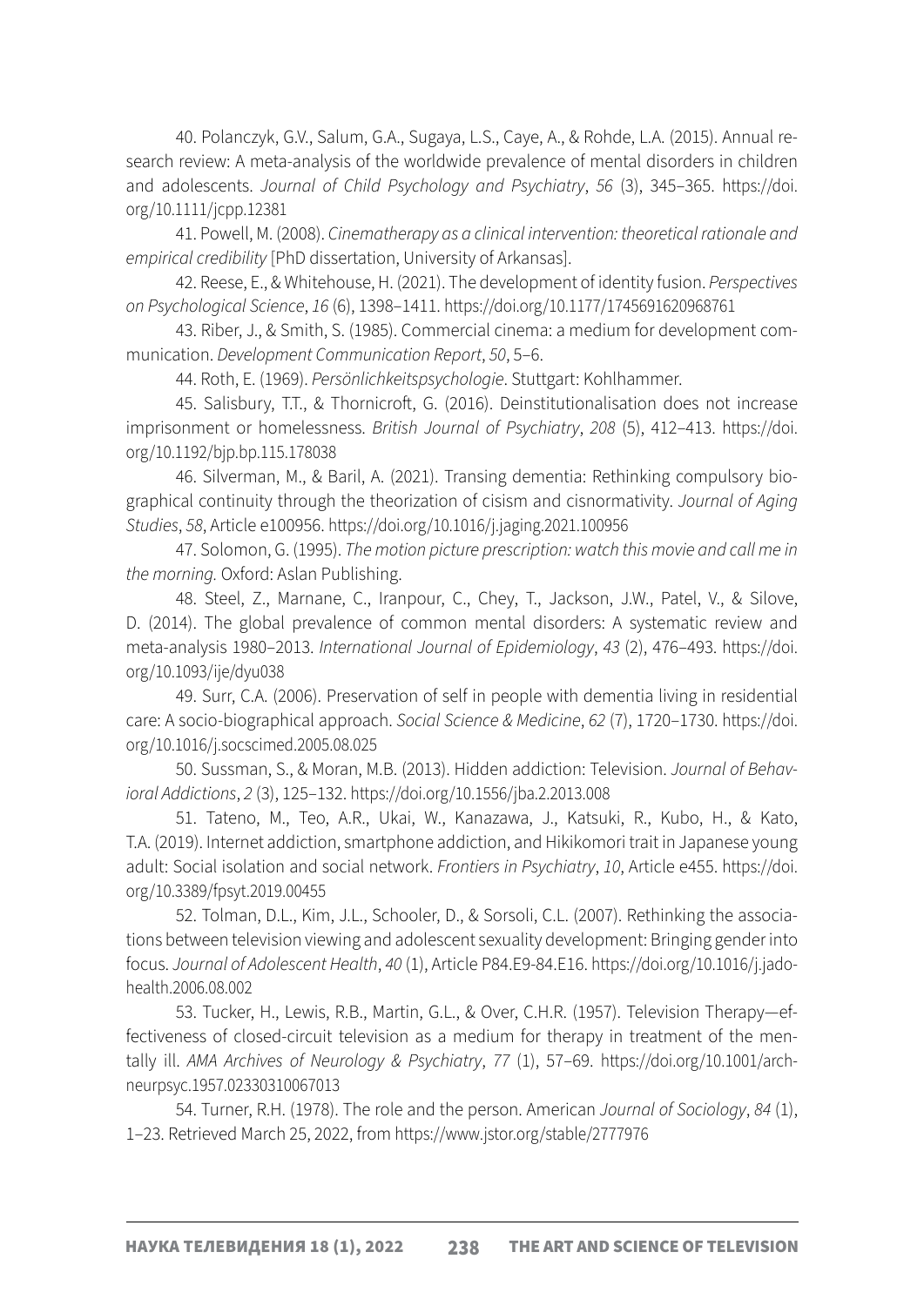40. Polanczyk, G.V., Salum, G.A., Sugaya, L.S., Caye, A., & Rohde, L.A. (2015). Annual research review: A meta-analysis of the worldwide prevalence of mental disorders in children and adolescents. *Journal of Child Psychology and Psychiatry*, *56* (3), 345–365. https://doi.org/10.1111/jcpp.12381

41. Powell, M. (2008). *Cinematherapy as a clinical intervention: theoretical rationale and empirical credibility* [PhD dissertation, University of Arkansas].

42. Reese, E., & Whitehouse, H. (2021). The development of identity fusion. *Perspectives on Psychological Science*, *16* (6), 1398–1411. https://doi.org/10.1177/1745691620968761

43. Riber, J., & Smith, S. (1985). Commercial cinema: a medium for development communication. *Development Communication Report*, *50*, 5–6.

44. Roth, E. (1969). *Persönlichkeitspsychologie*. Stuttgart: Kohlhammer.

45. Salisbury, T.T., & Thornicroft, G. (2016). Deinstitutionalisation does not increase imprisonment or homelessness. *British Journal of Psychiatry*, *208* (5), 412–413. https://doi.org/10.1192/bjp.bp.115.178038

46. Silverman, M., & Baril, A. (2021). Transing dementia: Rethinking compulsory biographical continuity through the theorization of cisism and cisnormativity. *Journal of Aging Studies*, *58*, Article e100956. https://doi.org/10.1016/j.jaging.2021.100956

47. Solomon, G. (1995). *The motion picture prescription: watch this movie and call me in the morning.* Oxford: Aslan Publishing.

48. Steel, Z., Marnane, C., Iranpour, C., Chey, T., Jackson, J.W., Patel, V., & Silove, D. (2014). The global prevalence of common mental disorders: A systematic review and meta-analysis 1980–2013. *International Journal of Epidemiology*, *43* (2), 476–493. https://doi.org/10.1093/ije/dyu038

49. Surr, C.A. (2006). Preservation of self in people with dementia living in residential care: A socio-biographical approach. *Social Science & Medicine*, *62* (7), 1720–1730. https://doi.org/10.1016/j.socscimed.2005.08.025

50. Sussman, S., & Moran, M.B. (2013). Hidden addiction: Television. *Journal of Behavioral Addictions*, *2* (3), 125–132. https://doi.org/10.1556/jba.2.2013.008

51. Tateno, M., Teo, A.R., Ukai, W., Kanazawa, J., Katsuki, R., Kubo, H., & Kato, T.A. (2019). Internet addiction, smartphone addiction, and Hikikomori trait in Japanese young adult: Social isolation and social network. *Frontiers in Psychiatry*, *10*, Article e455. https://doi.org/10.3389/fpsyt.2019.00455

52. Tolman, D.L., Kim, J.L., Schooler, D., & Sorsoli, C.L. (2007). Rethinking the associations between television viewing and adolescent sexuality development: Bringing gender into focus. *Journal of Adolescent Health*, *40* (1), Article P84.E9-84.E16. https://doi.org/10.1016/j.jadohealth.2006.08.002

53. Tucker, H., Lewis, R.B., Martin, G.L., & Over, C.H.R. (1957). Television Therapy—effectiveness of closed-circuit television as a medium for therapy in treatment of the mentally ill. *AMA Archives of Neurology & Psychiatry*, *77* (1), 57–69. https://doi.org/10.1001/archneurpsyc.1957.02330310067013

54. Turner, R.H. (1978). The role and the person. American *Journal of Sociology*, *84* (1), 1–23. Retrieved March 25, 2022, from https://www.jstor.org/stable/2777976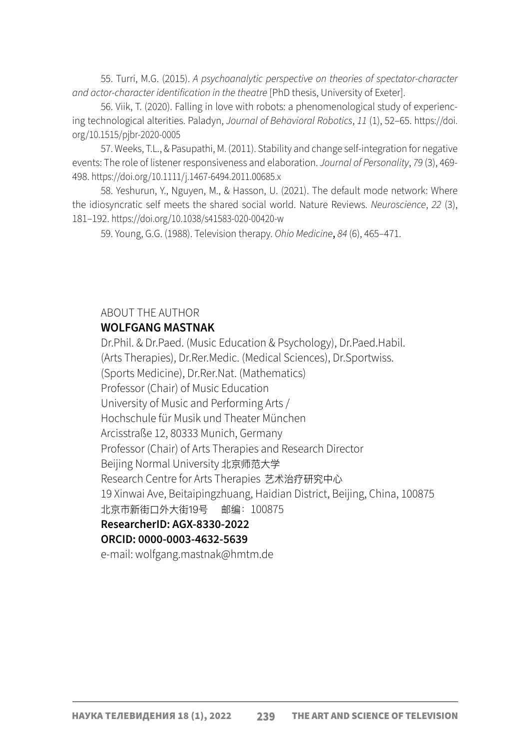55. Turri, M.G. (2015). *A psychoanalytic perspective on theories of spectator-character and actor-character identification in the theatre* [PhD thesis, University of Exeter].

56. Viik, T. (2020). Falling in love with robots: a phenomenological study of experiencing technological alterities. Paladyn, *Journal of Behavioral Robotics*, *11* (1), 52–65. https://doi.org/10.1515/pjbr-2020-0005

57. Weeks, T.L., & Pasupathi, M. (2011). Stability and change self-integration for negative events: The role of listener responsiveness and elaboration. *Journal of Personality*, *79* (3), 469-498. https://doi.org/10.1111/j.1467-6494.2011.00685.x

58. Yeshurun, Y., Nguyen, M., & Hasson, U. (2021). The default mode network: Where the idiosyncratic self meets the shared social world. Nature Reviews. *Neuroscience*, *22* (3), 181–192. https://doi.org/10.1038/s41583-020-00420-w

59. Young, G.G. (1988). Television therapy. *Ohio Medicine*, *84* (6), 465–471.

## ABOUT THE AUTHOR

**WOLFGANG MASTNAK**

Dr.Phil. & Dr.Paed. (Music Education & Psychology), Dr.Paed.Habil. (Arts Therapies), Dr.Rer.Medic. (Medical Sciences), Dr.Sportwiss. (Sports Medicine), Dr.Rer.Nat. (Mathematics)
Professor (Chair) of Music Education
University of Music and Performing Arts /
Hochschule für Musik und Theater München
Arcisstraße 12, 80333 Munich, Germany
Professor (Chair) of Arts Therapies and Research Director
Beijing Normal University 北京师范大学
Research Centre for Arts Therapies 艺术治疗研究中心
19 Xinwai Ave, Beitaipingzhuang, Haidian District, Beijing, China, 100875
北京市新街口外大街19号 邮编：100875
**ResearcherID: AGX-8330-2022**
**ORCID: 0000-0003-4632-5639**
e-mail: wolfgang.mastnak@hmtm.de